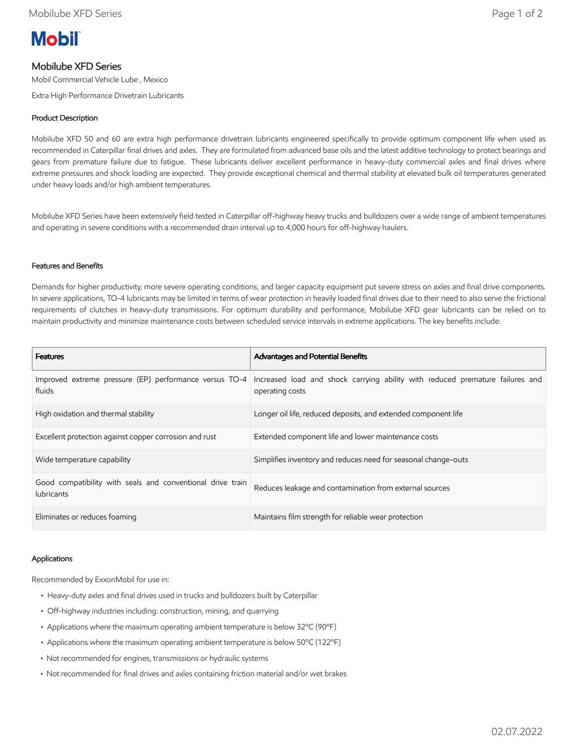Mobil

# Mobilube XFD Series

Mobil Commercial Vehicle Lube , Mexico

Extra High Performance Drivetrain Lubricants

## Product Description

Mobilube XFD 50 and 60 are extra high performance drivetrain lubricants engineered specifically to provide optimum component life when used as recommended in Caterpillar final drives and axles. They are formulated from advanced base oils and the latest additive technology to protect bearings and gears from premature failure due to fatigue. These lubricants deliver excellent performance in heavy-duty commercial axles and final drives where extreme pressures and shock loading are expected. They provide exceptional chemical and thermal stability at elevated bulk oil temperatures generated under heavy loads and/or high ambient temperatures.

Mobilube XFD Series have been extensively field tested in Caterpillar off-highway heavy trucks and bulldozers over a wide range of ambient temperatures and operating in severe conditions with a recommended drain interval up to 4,000 hours for off-highway haulers.

## Features and Benefits

Demands for higher productivity, more severe operating conditions, and larger capacity equipment put severe stress on axles and final drive components. In severe applications, TO-4 lubricants may be limited in terms of wear protection in heavily loaded final drives due to their need to also serve the frictional requirements of clutches in heavy-duty transmissions. For optimum durability and performance, Mobilube XFD gear lubricants can be relied on to maintain productivity and minimize maintenance costs between scheduled service intervals in extreme applications. The key benefits include:

| Features | Advantages and Potential Benefits |
|---|---|
| Improved extreme pressure (EP) performance versus TO-4 fluids | Increased load and shock carrying ability with reduced premature failures and operating costs |
| High oxidation and thermal stability | Longer oil life, reduced deposits, and extended component life |
| Excellent protection against copper corrosion and rust | Extended component life and lower maintenance costs |
| Wide temperature capability | Simplifies inventory and reduces need for seasonal change-outs |
| Good compatibility with seals and conventional drive train lubricants | Reduces leakage and contamination from external sources |
| Eliminates or reduces foaming | Maintains film strength for reliable wear protection |

## Applications

Recommended by ExxonMobil for use in:

- Heavy-duty axles and final drives used in trucks and bulldozers built by Caterpillar
- Off-highway industries including: construction, mining, and quarrying
- Applications where the maximum operating ambient temperature is below 32°C (90°F)
- Applications where the maximum operating ambient temperature is below 50°C (122°F)
- Not recommended for engines, transmissions or hydraulic systems
- Not recommended for final drives and axles containing friction material and/or wet brakes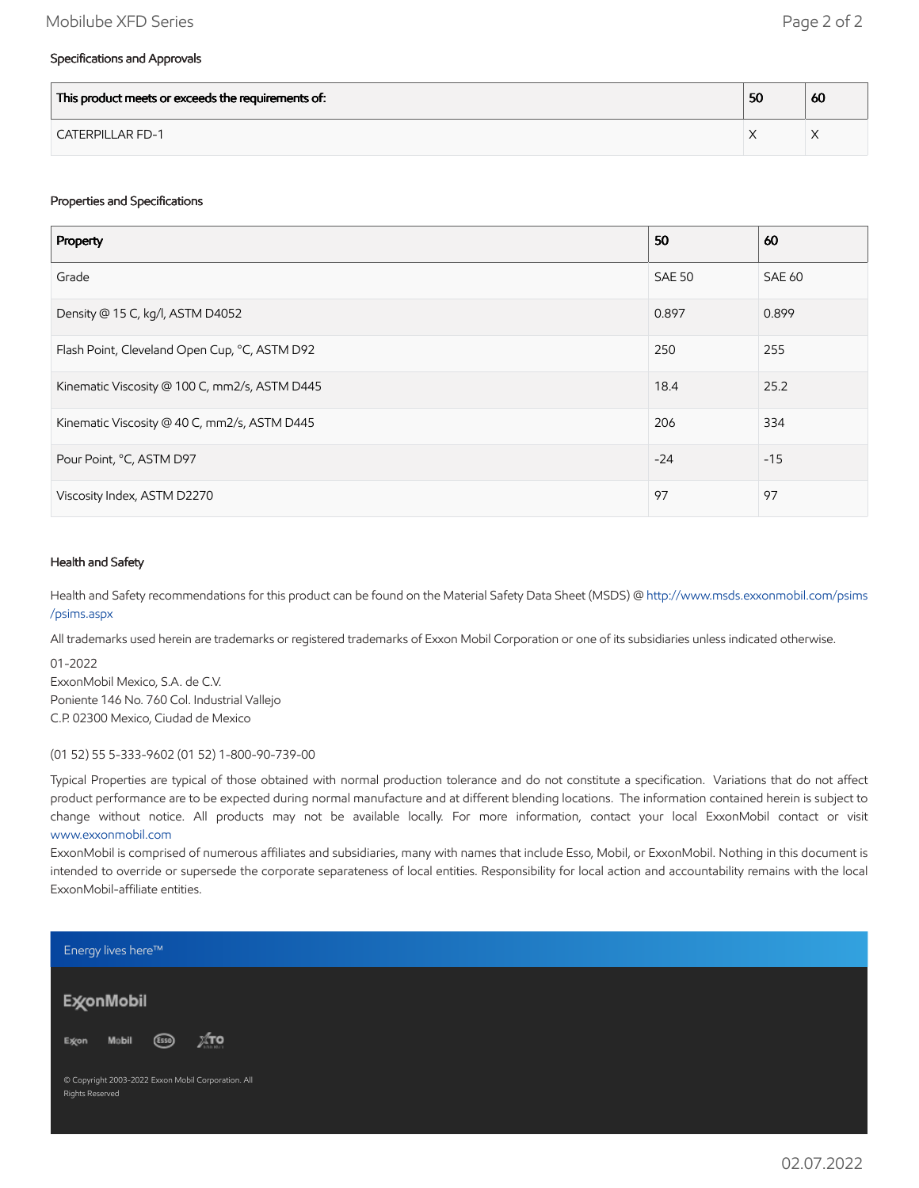### Specifications and Approvals

| This product meets or exceeds the requirements of: | 50 | 60 |
|---|---|---|
| CATERPILLAR FD-1 | X | X |

### Properties and Specifications

| Property | 50 | 60 |
|---|---|---|
| Grade | SAE 50 | SAE 60 |
| Density @ 15 C, kg/l, ASTM D4052 | 0.897 | 0.899 |
| Flash Point, Cleveland Open Cup, °C, ASTM D92 | 250 | 255 |
| Kinematic Viscosity @ 100 C, mm2/s, ASTM D445 | 18.4 | 25.2 |
| Kinematic Viscosity @ 40 C, mm2/s, ASTM D445 | 206 | 334 |
| Pour Point, °C, ASTM D97 | -24 | -15 |
| Viscosity Index, ASTM D2270 | 97 | 97 |

### Health and Safety

Health and Safety recommendations for this product can be found on the Material Safety Data Sheet (MSDS) @ http://www.msds.exxonmobil.com/psims/psims.aspx

All trademarks used herein are trademarks or registered trademarks of Exxon Mobil Corporation or one of its subsidiaries unless indicated otherwise.

01-2022
ExxonMobil Mexico, S.A. de C.V.
Poniente 146 No. 760 Col. Industrial Vallejo
C.P. 02300 Mexico, Ciudad de Mexico

(01 52) 55 5-333-9602 (01 52) 1-800-90-739-00

Typical Properties are typical of those obtained with normal production tolerance and do not constitute a specification. Variations that do not affect product performance are to be expected during normal manufacture and at different blending locations. The information contained herein is subject to change without notice. All products may not be available locally. For more information, contact your local ExxonMobil contact or visit www.exxonmobil.com

ExxonMobil is comprised of numerous affiliates and subsidiaries, many with names that include Esso, Mobil, or ExxonMobil. Nothing in this document is intended to override or supersede the corporate separateness of local entities. Responsibility for local action and accountability remains with the local ExxonMobil-affiliate entities.

Energy lives here™

ExxonMobil

Exxon Mobil Esso XTO

© Copyright 2003-2022 Exxon Mobil Corporation. All Rights Reserved